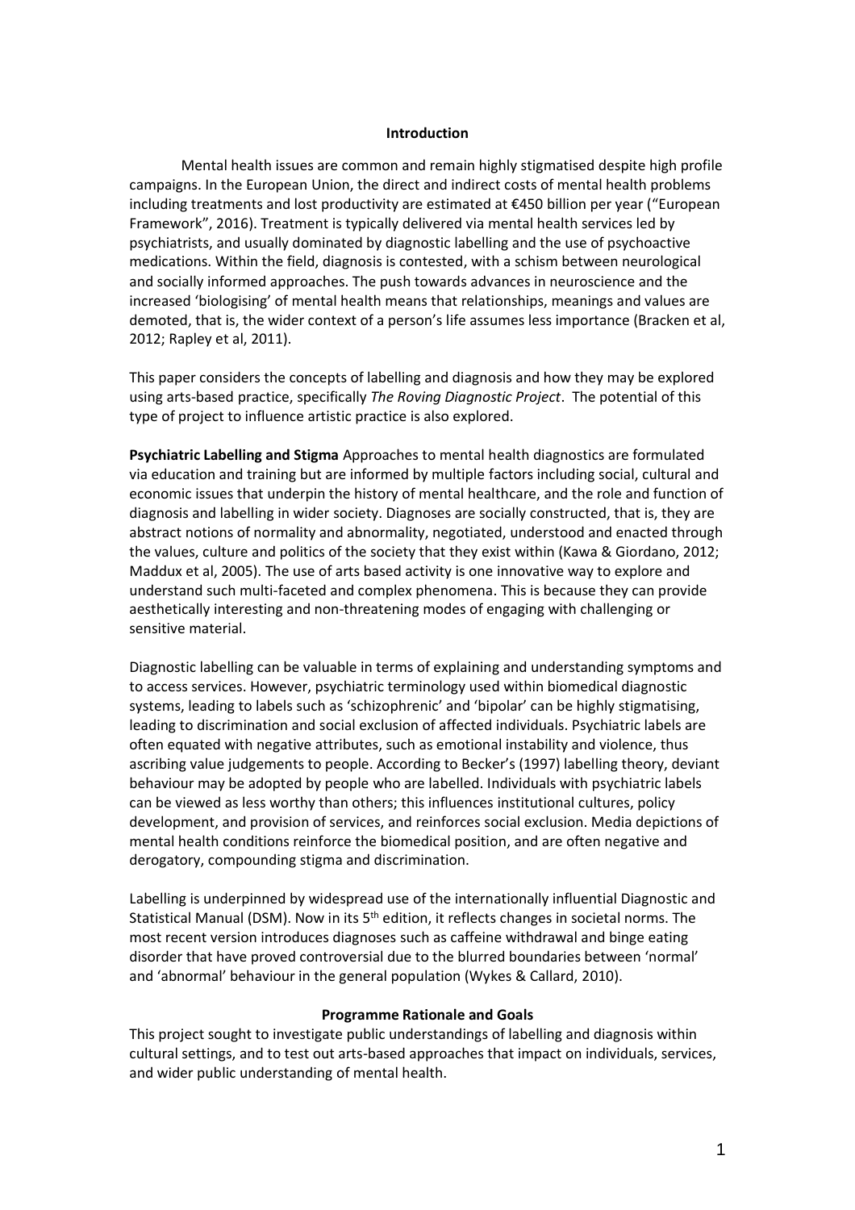## Introduction

Mental health issues are common and remain highly stigmatised despite high profile campaigns. In the European Union, the direct and indirect costs of mental health problems including treatments and lost productivity are estimated at €450 billion per year ("European Framework", 2016). Treatment is typically delivered via mental health services led by psychiatrists, and usually dominated by diagnostic labelling and the use of psychoactive medications. Within the field, diagnosis is contested, with a schism between neurological and socially informed approaches. The push towards advances in neuroscience and the increased 'biologising' of mental health means that relationships, meanings and values are demoted, that is, the wider context of a person's life assumes less importance (Bracken et al, 2012; Rapley et al, 2011).

This paper considers the concepts of labelling and diagnosis and how they may be explored using arts-based practice, specifically *The Roving Diagnostic Project*. The potential of this type of project to influence artistic practice is also explored.

**Psychiatric Labelling and Stigma** Approaches to mental health diagnostics are formulated via education and training but are informed by multiple factors including social, cultural and economic issues that underpin the history of mental healthcare, and the role and function of diagnosis and labelling in wider society. Diagnoses are socially constructed, that is, they are abstract notions of normality and abnormality, negotiated, understood and enacted through the values, culture and politics of the society that they exist within (Kawa & Giordano, 2012; Maddux et al, 2005). The use of arts based activity is one innovative way to explore and understand such multi-faceted and complex phenomena. This is because they can provide aesthetically interesting and non-threatening modes of engaging with challenging or sensitive material.

Diagnostic labelling can be valuable in terms of explaining and understanding symptoms and to access services. However, psychiatric terminology used within biomedical diagnostic systems, leading to labels such as 'schizophrenic' and 'bipolar' can be highly stigmatising, leading to discrimination and social exclusion of affected individuals. Psychiatric labels are often equated with negative attributes, such as emotional instability and violence, thus ascribing value judgements to people. According to Becker's (1997) labelling theory, deviant behaviour may be adopted by people who are labelled. Individuals with psychiatric labels can be viewed as less worthy than others; this influences institutional cultures, policy development, and provision of services, and reinforces social exclusion. Media depictions of mental health conditions reinforce the biomedical position, and are often negative and derogatory, compounding stigma and discrimination.

Labelling is underpinned by widespread use of the internationally influential Diagnostic and Statistical Manual (DSM). Now in its 5th edition, it reflects changes in societal norms. The most recent version introduces diagnoses such as caffeine withdrawal and binge eating disorder that have proved controversial due to the blurred boundaries between 'normal' and 'abnormal' behaviour in the general population (Wykes & Callard, 2010).

## Programme Rationale and Goals

This project sought to investigate public understandings of labelling and diagnosis within cultural settings, and to test out arts-based approaches that impact on individuals, services, and wider public understanding of mental health.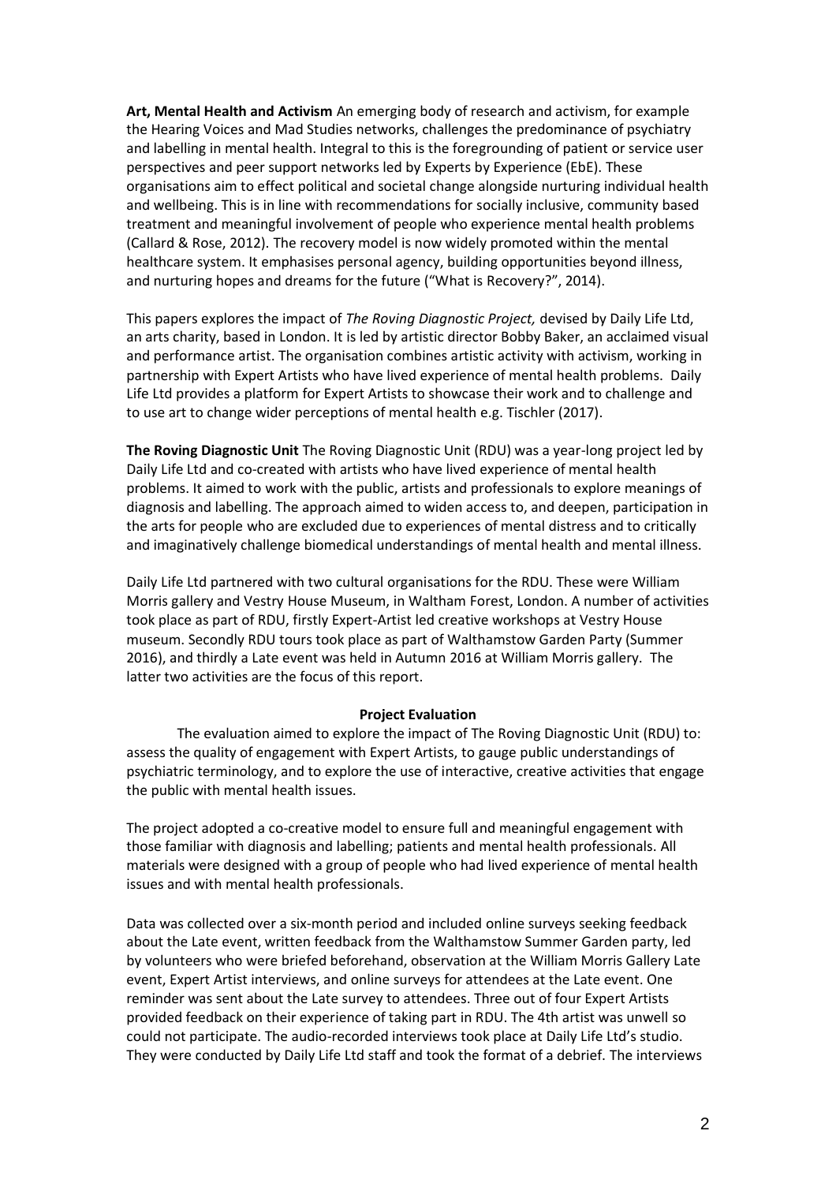**Art, Mental Health and Activism** An emerging body of research and activism, for example the Hearing Voices and Mad Studies networks, challenges the predominance of psychiatry and labelling in mental health. Integral to this is the foregrounding of patient or service user perspectives and peer support networks led by Experts by Experience (EbE). These organisations aim to effect political and societal change alongside nurturing individual health and wellbeing. This is in line with recommendations for socially inclusive, community based treatment and meaningful involvement of people who experience mental health problems (Callard & Rose, 2012). The recovery model is now widely promoted within the mental healthcare system. It emphasises personal agency, building opportunities beyond illness, and nurturing hopes and dreams for the future ("What is Recovery?", 2014).

This papers explores the impact of *The Roving Diagnostic Project,* devised by Daily Life Ltd, an arts charity, based in London. It is led by artistic director Bobby Baker, an acclaimed visual and performance artist. The organisation combines artistic activity with activism, working in partnership with Expert Artists who have lived experience of mental health problems. Daily Life Ltd provides a platform for Expert Artists to showcase their work and to challenge and to use art to change wider perceptions of mental health e.g. Tischler (2017).

**The Roving Diagnostic Unit** The Roving Diagnostic Unit (RDU) was a year-long project led by Daily Life Ltd and co-created with artists who have lived experience of mental health problems. It aimed to work with the public, artists and professionals to explore meanings of diagnosis and labelling. The approach aimed to widen access to, and deepen, participation in the arts for people who are excluded due to experiences of mental distress and to critically and imaginatively challenge biomedical understandings of mental health and mental illness.

Daily Life Ltd partnered with two cultural organisations for the RDU. These were William Morris gallery and Vestry House Museum, in Waltham Forest, London. A number of activities took place as part of RDU, firstly Expert-Artist led creative workshops at Vestry House museum. Secondly RDU tours took place as part of Walthamstow Garden Party (Summer 2016), and thirdly a Late event was held in Autumn 2016 at William Morris gallery. The latter two activities are the focus of this report.

**Project Evaluation**

The evaluation aimed to explore the impact of The Roving Diagnostic Unit (RDU) to: assess the quality of engagement with Expert Artists, to gauge public understandings of psychiatric terminology, and to explore the use of interactive, creative activities that engage the public with mental health issues.

The project adopted a co-creative model to ensure full and meaningful engagement with those familiar with diagnosis and labelling; patients and mental health professionals. All materials were designed with a group of people who had lived experience of mental health issues and with mental health professionals.

Data was collected over a six-month period and included online surveys seeking feedback about the Late event, written feedback from the Walthamstow Summer Garden party, led by volunteers who were briefed beforehand, observation at the William Morris Gallery Late event, Expert Artist interviews, and online surveys for attendees at the Late event. One reminder was sent about the Late survey to attendees. Three out of four Expert Artists provided feedback on their experience of taking part in RDU. The 4th artist was unwell so could not participate. The audio-recorded interviews took place at Daily Life Ltd's studio. They were conducted by Daily Life Ltd staff and took the format of a debrief. The interviews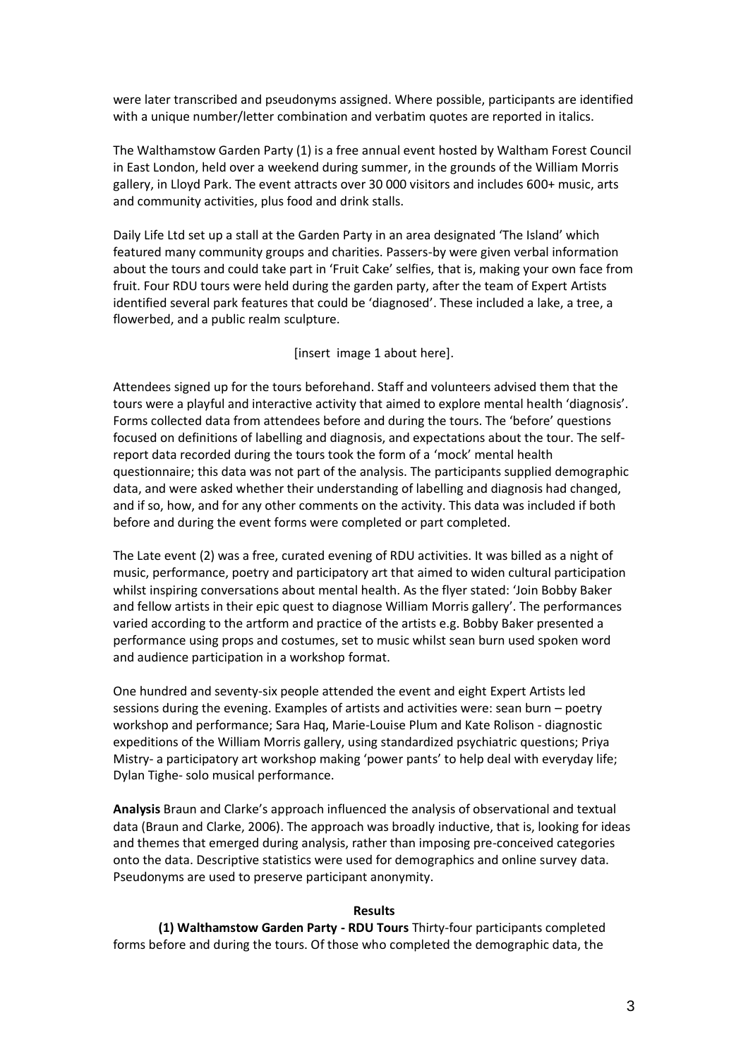were later transcribed and pseudonyms assigned. Where possible, participants are identified with a unique number/letter combination and verbatim quotes are reported in italics.

The Walthamstow Garden Party (1) is a free annual event hosted by Waltham Forest Council in East London, held over a weekend during summer, in the grounds of the William Morris gallery, in Lloyd Park. The event attracts over 30 000 visitors and includes 600+ music, arts and community activities, plus food and drink stalls.

Daily Life Ltd set up a stall at the Garden Party in an area designated 'The Island' which featured many community groups and charities. Passers-by were given verbal information about the tours and could take part in 'Fruit Cake' selfies, that is, making your own face from fruit. Four RDU tours were held during the garden party, after the team of Expert Artists identified several park features that could be 'diagnosed'. These included a lake, a tree, a flowerbed, and a public realm sculpture.

[insert image 1 about here].

Attendees signed up for the tours beforehand. Staff and volunteers advised them that the tours were a playful and interactive activity that aimed to explore mental health 'diagnosis'. Forms collected data from attendees before and during the tours. The 'before' questions focused on definitions of labelling and diagnosis, and expectations about the tour. The self-report data recorded during the tours took the form of a 'mock' mental health questionnaire; this data was not part of the analysis. The participants supplied demographic data, and were asked whether their understanding of labelling and diagnosis had changed, and if so, how, and for any other comments on the activity. This data was included if both before and during the event forms were completed or part completed.

The Late event (2) was a free, curated evening of RDU activities. It was billed as a night of music, performance, poetry and participatory art that aimed to widen cultural participation whilst inspiring conversations about mental health. As the flyer stated: 'Join Bobby Baker and fellow artists in their epic quest to diagnose William Morris gallery'. The performances varied according to the artform and practice of the artists e.g. Bobby Baker presented a performance using props and costumes, set to music whilst sean burn used spoken word and audience participation in a workshop format.

One hundred and seventy-six people attended the event and eight Expert Artists led sessions during the evening. Examples of artists and activities were: sean burn – poetry workshop and performance; Sara Haq, Marie-Louise Plum and Kate Rolison - diagnostic expeditions of the William Morris gallery, using standardized psychiatric questions; Priya Mistry- a participatory art workshop making 'power pants' to help deal with everyday life; Dylan Tighe- solo musical performance.

**Analysis** Braun and Clarke's approach influenced the analysis of observational and textual data (Braun and Clarke, 2006). The approach was broadly inductive, that is, looking for ideas and themes that emerged during analysis, rather than imposing pre-conceived categories onto the data. Descriptive statistics were used for demographics and online survey data. Pseudonyms are used to preserve participant anonymity.

## Results

**(1) Walthamstow Garden Party - RDU Tours** Thirty-four participants completed forms before and during the tours. Of those who completed the demographic data, the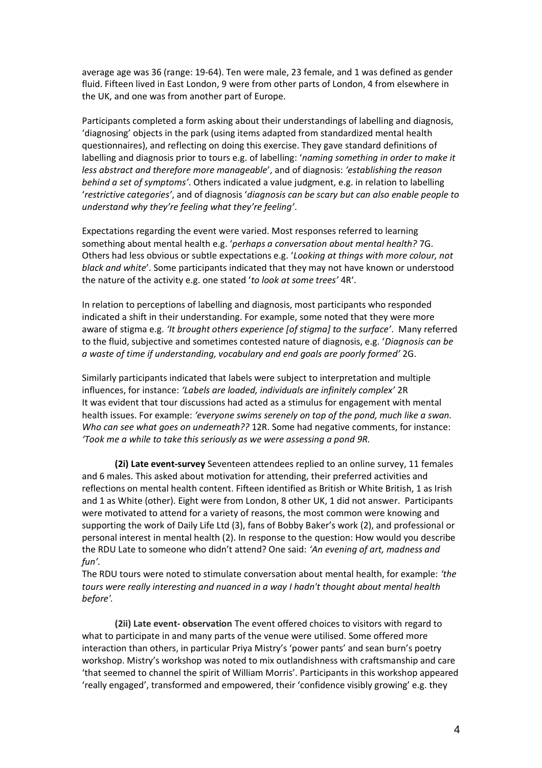average age was 36 (range: 19-64). Ten were male, 23 female, and 1 was defined as gender fluid. Fifteen lived in East London, 9 were from other parts of London, 4 from elsewhere in the UK, and one was from another part of Europe.

Participants completed a form asking about their understandings of labelling and diagnosis, 'diagnosing' objects in the park (using items adapted from standardized mental health questionnaires), and reflecting on doing this exercise. They gave standard definitions of labelling and diagnosis prior to tours e.g. of labelling: '*naming something in order to make it less abstract and therefore more manageable*', and of diagnosis: *'establishing the reason behind a set of symptoms'*. Others indicated a value judgment, e.g. in relation to labelling '*restrictive categories'*, and of diagnosis '*diagnosis can be scary but can also enable people to understand why they're feeling what they're feeling'*.

Expectations regarding the event were varied. Most responses referred to learning something about mental health e.g. '*perhaps a conversation about mental health?* 7G. Others had less obvious or subtle expectations e.g. '*Looking at things with more colour, not black and white*'. Some participants indicated that they may not have known or understood the nature of the activity e.g. one stated '*to look at some trees'* 4R'.

In relation to perceptions of labelling and diagnosis, most participants who responded indicated a shift in their understanding. For example, some noted that they were more aware of stigma e.g. *'It brought others experience [of stigma] to the surface'*. Many referred to the fluid, subjective and sometimes contested nature of diagnosis, e.g. '*Diagnosis can be a waste of time if understanding, vocabulary and end goals are poorly formed'* 2G.

Similarly participants indicated that labels were subject to interpretation and multiple influences, for instance: *'Labels are loaded, individuals are infinitely complex'* 2R
It was evident that tour discussions had acted as a stimulus for engagement with mental health issues. For example: *'everyone swims serenely on top of the pond, much like a swan. Who can see what goes on underneath??* 12R. Some had negative comments, for instance: *'Took me a while to take this seriously as we were assessing a pond 9R.*

**(2i) Late event-survey** Seventeen attendees replied to an online survey, 11 females and 6 males. This asked about motivation for attending, their preferred activities and reflections on mental health content. Fifteen identified as British or White British, 1 as Irish and 1 as White (other). Eight were from London, 8 other UK, 1 did not answer. Participants were motivated to attend for a variety of reasons, the most common were knowing and supporting the work of Daily Life Ltd (3), fans of Bobby Baker's work (2), and professional or personal interest in mental health (2). In response to the question: How would you describe the RDU Late to someone who didn't attend? One said: *'An evening of art, madness and fun'*.
The RDU tours were noted to stimulate conversation about mental health, for example: *'the tours were really interesting and nuanced in a way I hadn't thought about mental health before'.*

**(2ii) Late event- observation** The event offered choices to visitors with regard to what to participate in and many parts of the venue were utilised. Some offered more interaction than others, in particular Priya Mistry's 'power pants' and sean burn's poetry workshop. Mistry's workshop was noted to mix outlandishness with craftsmanship and care 'that seemed to channel the spirit of William Morris'. Participants in this workshop appeared 'really engaged', transformed and empowered, their 'confidence visibly growing' e.g. they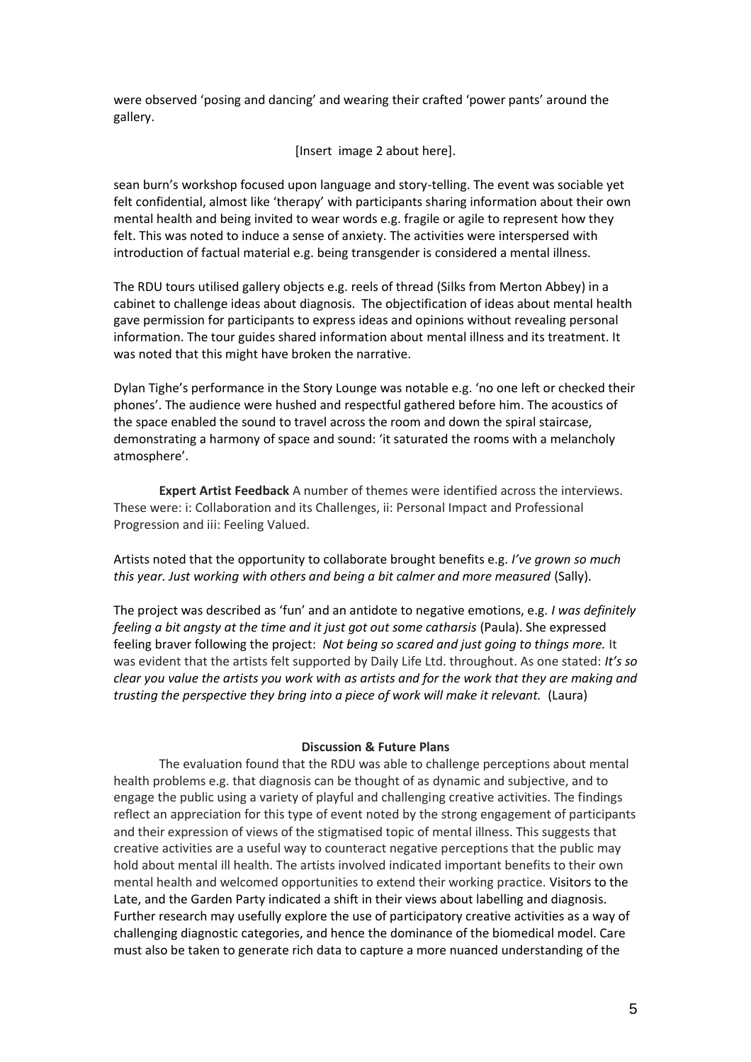were observed 'posing and dancing' and wearing their crafted 'power pants' around the gallery.

[Insert image 2 about here].

sean burn's workshop focused upon language and story-telling. The event was sociable yet felt confidential, almost like 'therapy' with participants sharing information about their own mental health and being invited to wear words e.g. fragile or agile to represent how they felt. This was noted to induce a sense of anxiety. The activities were interspersed with introduction of factual material e.g. being transgender is considered a mental illness.

The RDU tours utilised gallery objects e.g. reels of thread (Silks from Merton Abbey) in a cabinet to challenge ideas about diagnosis. The objectification of ideas about mental health gave permission for participants to express ideas and opinions without revealing personal information. The tour guides shared information about mental illness and its treatment. It was noted that this might have broken the narrative.

Dylan Tighe's performance in the Story Lounge was notable e.g. 'no one left or checked their phones'. The audience were hushed and respectful gathered before him. The acoustics of the space enabled the sound to travel across the room and down the spiral staircase, demonstrating a harmony of space and sound: 'it saturated the rooms with a melancholy atmosphere'.

**Expert Artist Feedback** A number of themes were identified across the interviews. These were: i: Collaboration and its Challenges, ii: Personal Impact and Professional Progression and iii: Feeling Valued.

Artists noted that the opportunity to collaborate brought benefits e.g. *I've grown so much this year. Just working with others and being a bit calmer and more measured* (Sally).

The project was described as 'fun' and an antidote to negative emotions, e.g. *I was definitely feeling a bit angsty at the time and it just got out some catharsis* (Paula). She expressed feeling braver following the project: *Not being so scared and just going to things more.* It was evident that the artists felt supported by Daily Life Ltd. throughout. As one stated: *It's so clear you value the artists you work with as artists and for the work that they are making and trusting the perspective they bring into a piece of work will make it relevant.* (Laura)

## Discussion & Future Plans

The evaluation found that the RDU was able to challenge perceptions about mental health problems e.g. that diagnosis can be thought of as dynamic and subjective, and to engage the public using a variety of playful and challenging creative activities. The findings reflect an appreciation for this type of event noted by the strong engagement of participants and their expression of views of the stigmatised topic of mental illness. This suggests that creative activities are a useful way to counteract negative perceptions that the public may hold about mental ill health. The artists involved indicated important benefits to their own mental health and welcomed opportunities to extend their working practice. Visitors to the Late, and the Garden Party indicated a shift in their views about labelling and diagnosis. Further research may usefully explore the use of participatory creative activities as a way of challenging diagnostic categories, and hence the dominance of the biomedical model. Care must also be taken to generate rich data to capture a more nuanced understanding of the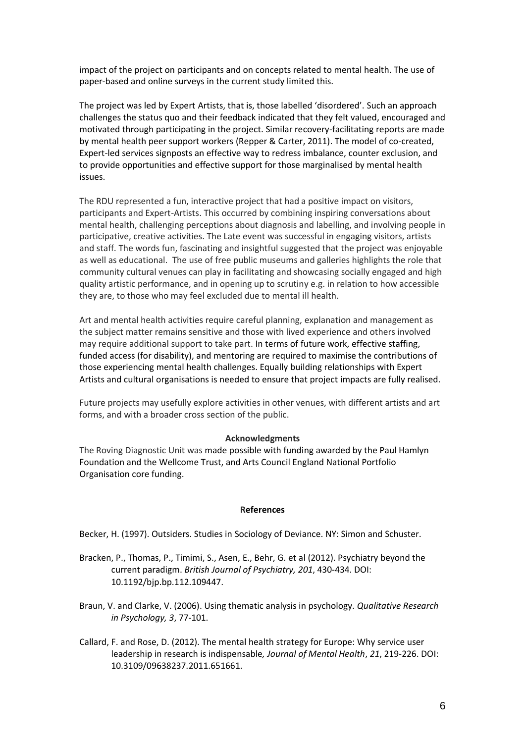impact of the project on participants and on concepts related to mental health. The use of paper-based and online surveys in the current study limited this.

The project was led by Expert Artists, that is, those labelled 'disordered'. Such an approach challenges the status quo and their feedback indicated that they felt valued, encouraged and motivated through participating in the project. Similar recovery-facilitating reports are made by mental health peer support workers (Repper & Carter, 2011). The model of co-created, Expert-led services signposts an effective way to redress imbalance, counter exclusion, and to provide opportunities and effective support for those marginalised by mental health issues.

The RDU represented a fun, interactive project that had a positive impact on visitors, participants and Expert-Artists. This occurred by combining inspiring conversations about mental health, challenging perceptions about diagnosis and labelling, and involving people in participative, creative activities. The Late event was successful in engaging visitors, artists and staff. The words fun, fascinating and insightful suggested that the project was enjoyable as well as educational. The use of free public museums and galleries highlights the role that community cultural venues can play in facilitating and showcasing socially engaged and high quality artistic performance, and in opening up to scrutiny e.g. in relation to how accessible they are, to those who may feel excluded due to mental ill health.

Art and mental health activities require careful planning, explanation and management as the subject matter remains sensitive and those with lived experience and others involved may require additional support to take part. In terms of future work, effective staffing, funded access (for disability), and mentoring are required to maximise the contributions of those experiencing mental health challenges. Equally building relationships with Expert Artists and cultural organisations is needed to ensure that project impacts are fully realised.

Future projects may usefully explore activities in other venues, with different artists and art forms, and with a broader cross section of the public.

## Acknowledgments

The Roving Diagnostic Unit was made possible with funding awarded by the Paul Hamlyn Foundation and the Wellcome Trust, and Arts Council England National Portfolio Organisation core funding.

## References

Becker, H. (1997). Outsiders. Studies in Sociology of Deviance. NY: Simon and Schuster.

Bracken, P., Thomas, P., Timimi, S., Asen, E., Behr, G. et al (2012). Psychiatry beyond the current paradigm. *British Journal of Psychiatry, 201*, 430-434. DOI: 10.1192/bjp.bp.112.109447.

Braun, V. and Clarke, V. (2006). Using thematic analysis in psychology. *Qualitative Research in Psychology, 3*, 77-101.

Callard, F. and Rose, D. (2012). The mental health strategy for Europe: Why service user leadership in research is indispensable*, Journal of Mental Health*, *21*, 219-226. DOI: 10.3109/09638237.2011.651661.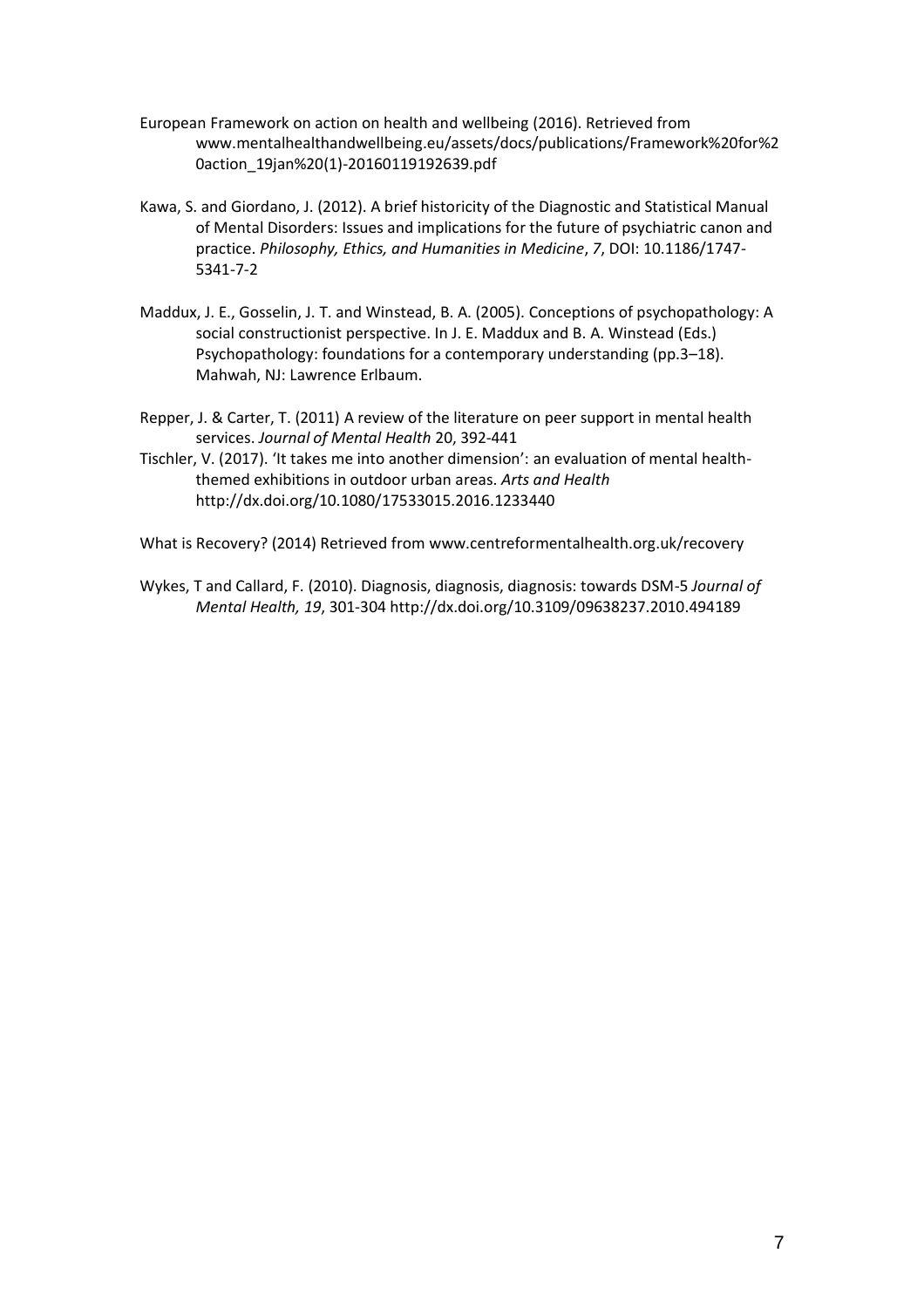European Framework on action on health and wellbeing (2016). Retrieved from www.mentalhealthandwellbeing.eu/assets/docs/publications/Framework%20for%20action_19jan%20(1)-20160119192639.pdf

Kawa, S. and Giordano, J. (2012). A brief historicity of the Diagnostic and Statistical Manual of Mental Disorders: Issues and implications for the future of psychiatric canon and practice. *Philosophy, Ethics, and Humanities in Medicine*, *7*, DOI: 10.1186/1747-5341-7-2

Maddux, J. E., Gosselin, J. T. and Winstead, B. A. (2005). Conceptions of psychopathology: A social constructionist perspective. In J. E. Maddux and B. A. Winstead (Eds.) Psychopathology: foundations for a contemporary understanding (pp.3–18). Mahwah, NJ: Lawrence Erlbaum.

Repper, J. & Carter, T. (2011) A review of the literature on peer support in mental health services. *Journal of Mental Health* 20, 392-441

Tischler, V. (2017). 'It takes me into another dimension': an evaluation of mental health-themed exhibitions in outdoor urban areas. *Arts and Health* http://dx.doi.org/10.1080/17533015.2016.1233440

What is Recovery? (2014) Retrieved from www.centreformentalhealth.org.uk/recovery

Wykes, T and Callard, F. (2010). Diagnosis, diagnosis, diagnosis: towards DSM-5 *Journal of Mental Health, 19*, 301-304 http://dx.doi.org/10.3109/09638237.2010.494189